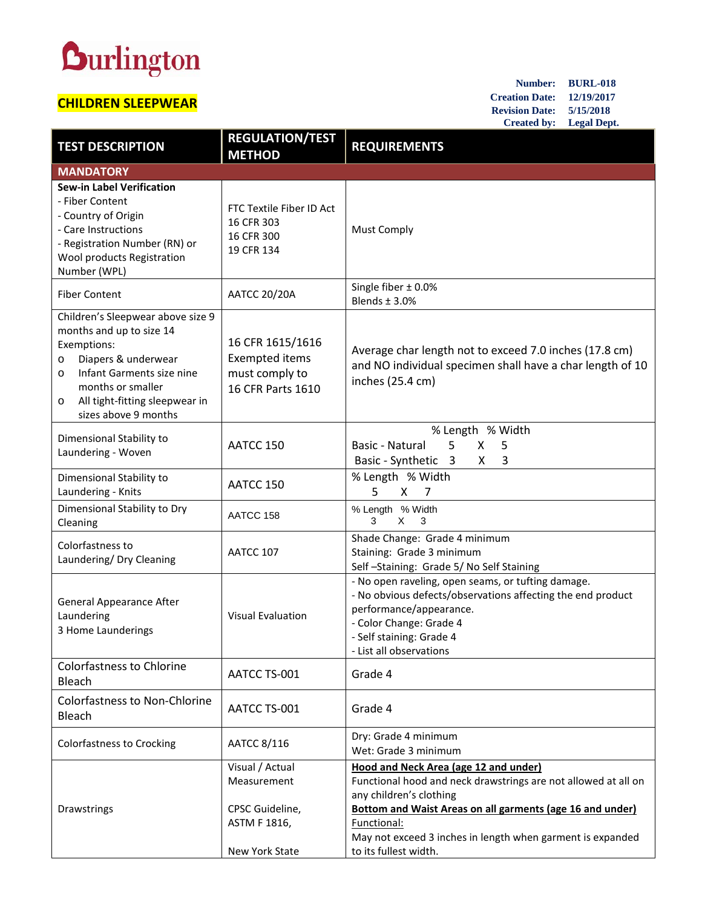Burlington

## CHILDREN SLEEPWEAR

**Number:** BURL-018
**Creation Date:** 12/19/2017
**Revision Date:** 5/15/2018
**Created by:** Legal Dept.

| TEST DESCRIPTION | REGULATION/TEST METHOD | REQUIREMENTS |
|---|---|---|
| **MANDATORY** | | |
| **Sew-in Label Verification**<br>- Fiber Content<br>- Country of Origin<br>- Care Instructions<br>- Registration Number (RN) or Wool products Registration Number (WPL) | FTC Textile Fiber ID Act<br>16 CFR 303<br>16 CFR 300<br>19 CFR 134 | Must Comply |
| Fiber Content | AATCC 20/20A | Single fiber ± 0.0%<br>Blends ± 3.0% |
| Children's Sleepwear above size 9 months and up to size 14<br>Exemptions:<br>o Diapers & underwear<br>o Infant Garments size nine months or smaller<br>o All tight-fitting sleepwear in sizes above 9 months | 16 CFR 1615/1616<br>Exempted items must comply to 16 CFR Parts 1610 | Average char length not to exceed 7.0 inches (17.8 cm) and NO individual specimen shall have a char length of 10 inches (25.4 cm) |
| Dimensional Stability to Laundering - Woven | AATCC 150 | % Length % Width<br>Basic - Natural 5 X 5<br>Basic - Synthetic 3 X 3 |
| Dimensional Stability to Laundering - Knits | AATCC 150 | % Length % Width<br>5 X 7 |
| Dimensional Stability to Dry Cleaning | AATCC 158 | % Length % Width<br>3 X 3 |
| Colorfastness to Laundering/ Dry Cleaning | AATCC 107 | Shade Change: Grade 4 minimum<br>Staining: Grade 3 minimum<br>Self –Staining: Grade 5/ No Self Staining |
| General Appearance After Laundering<br>3 Home Launderings | Visual Evaluation | - No open raveling, open seams, or tufting damage.<br>- No obvious defects/observations affecting the end product performance/appearance.<br>- Color Change: Grade 4<br>- Self staining: Grade 4<br>- List all observations |
| Colorfastness to Chlorine Bleach | AATCC TS-001 | Grade 4 |
| Colorfastness to Non-Chlorine Bleach | AATCC TS-001 | Grade 4 |
| Colorfastness to Crocking | AATCC 8/116 | Dry: Grade 4 minimum<br>Wet: Grade 3 minimum |
| Drawstrings | Visual / Actual Measurement<br><br>CPSC Guideline, ASTM F 1816,<br><br>New York State | <u>**Hood and Neck Area (age 12 and under)**</u><br>Functional hood and neck drawstrings are not allowed at all on any children's clothing<br><u>**Bottom and Waist Areas on all garments (age 16 and under)**</u><br><u>Functional:</u><br>May not exceed 3 inches in length when garment is expanded to its fullest width. |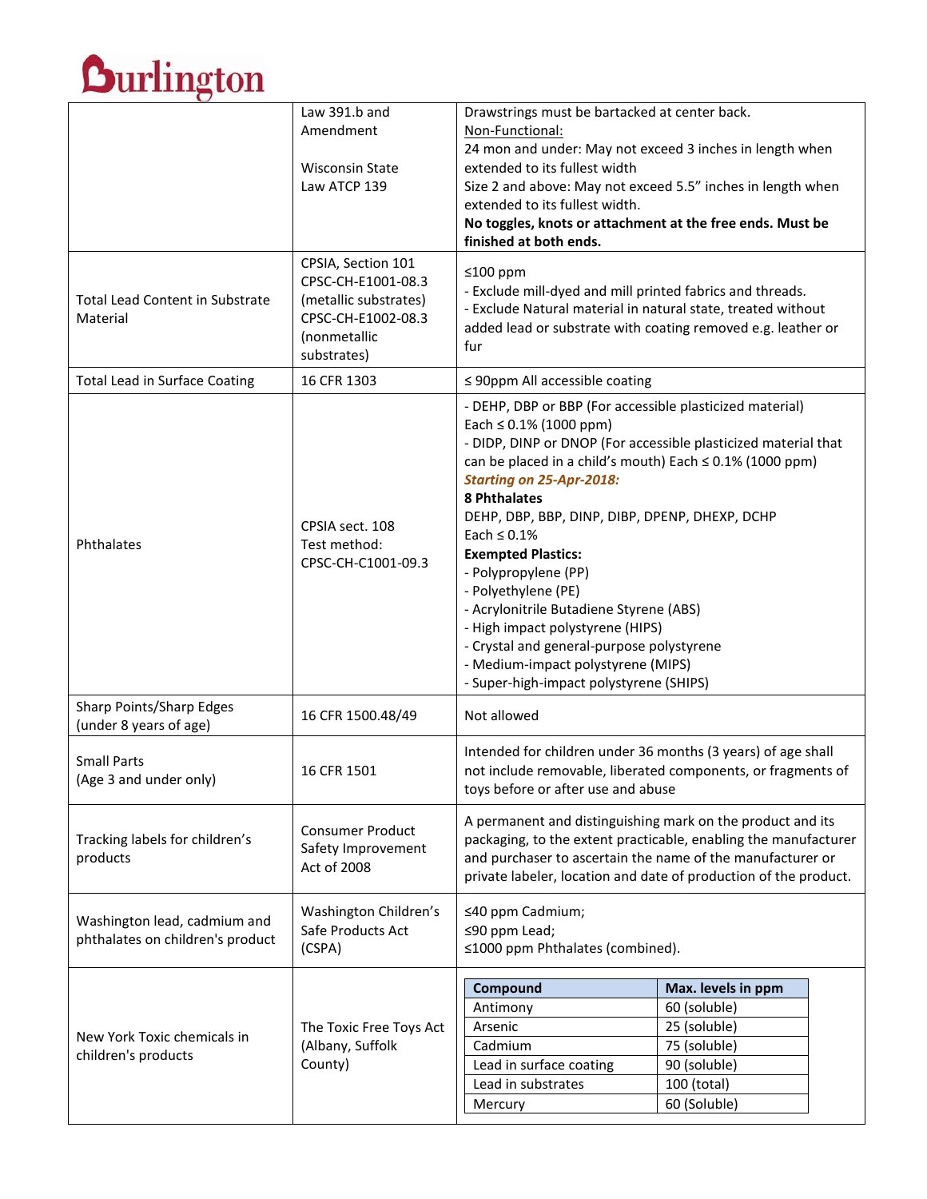**Burlington**

| | | |
|---|---|---|
| | Law 391.b and Amendment<br><br>Wisconsin State Law ATCP 139 | Drawstrings must be bartacked at center back.<br>Non-Functional:<br>24 mon and under: May not exceed 3 inches in length when extended to its fullest width<br>Size 2 and above: May not exceed 5.5" inches in length when extended to its fullest width.<br>**No toggles, knots or attachment at the free ends. Must be finished at both ends.** |
| Total Lead Content in Substrate Material | CPSIA, Section 101<br>CPSC-CH-E1001-08.3 (metallic substrates)<br>CPSC-CH-E1002-08.3 (nonmetallic substrates) | ≤100 ppm<br>- Exclude mill-dyed and mill printed fabrics and threads.<br>- Exclude Natural material in natural state, treated without added lead or substrate with coating removed e.g. leather or fur |
| Total Lead in Surface Coating | 16 CFR 1303 | ≤ 90ppm All accessible coating |
| Phthalates | CPSIA sect. 108<br>Test method: CPSC-CH-C1001-09.3 | - DEHP, DBP or BBP (For accessible plasticized material) Each ≤ 0.1% (1000 ppm)<br>- DIDP, DINP or DNOP (For accessible plasticized material that can be placed in a child's mouth) Each ≤ 0.1% (1000 ppm)<br>***Starting on 25-Apr-2018:***<br>**8 Phthalates**<br>DEHP, DBP, BBP, DINP, DIBP, DPENP, DHEXP, DCHP<br>Each ≤ 0.1%<br>**Exempted Plastics:**<br>- Polypropylene (PP)<br>- Polyethylene (PE)<br>- Acrylonitrile Butadiene Styrene (ABS)<br>- High impact polystyrene (HIPS)<br>- Crystal and general-purpose polystyrene<br>- Medium-impact polystyrene (MIPS)<br>- Super-high-impact polystyrene (SHIPS) |
| Sharp Points/Sharp Edges (under 8 years of age) | 16 CFR 1500.48/49 | Not allowed |
| Small Parts (Age 3 and under only) | 16 CFR 1501 | Intended for children under 36 months (3 years) of age shall not include removable, liberated components, or fragments of toys before or after use and abuse |
| Tracking labels for children's products | Consumer Product Safety Improvement Act of 2008 | A permanent and distinguishing mark on the product and its packaging, to the extent practicable, enabling the manufacturer and purchaser to ascertain the name of the manufacturer or private labeler, location and date of production of the product. |
| Washington lead, cadmium and phthalates on children's product | Washington Children's Safe Products Act (CSPA) | ≤40 ppm Cadmium;<br>≤90 ppm Lead;<br>≤1000 ppm Phthalates (combined). |
| New York Toxic chemicals in children's products | The Toxic Free Toys Act (Albany, Suffolk County) | **Compound** — **Max. levels in ppm**<br>Antimony — 60 (soluble)<br>Arsenic — 25 (soluble)<br>Cadmium — 75 (soluble)<br>Lead in surface coating — 90 (soluble)<br>Lead in substrates — 100 (total)<br>Mercury — 60 (Soluble) |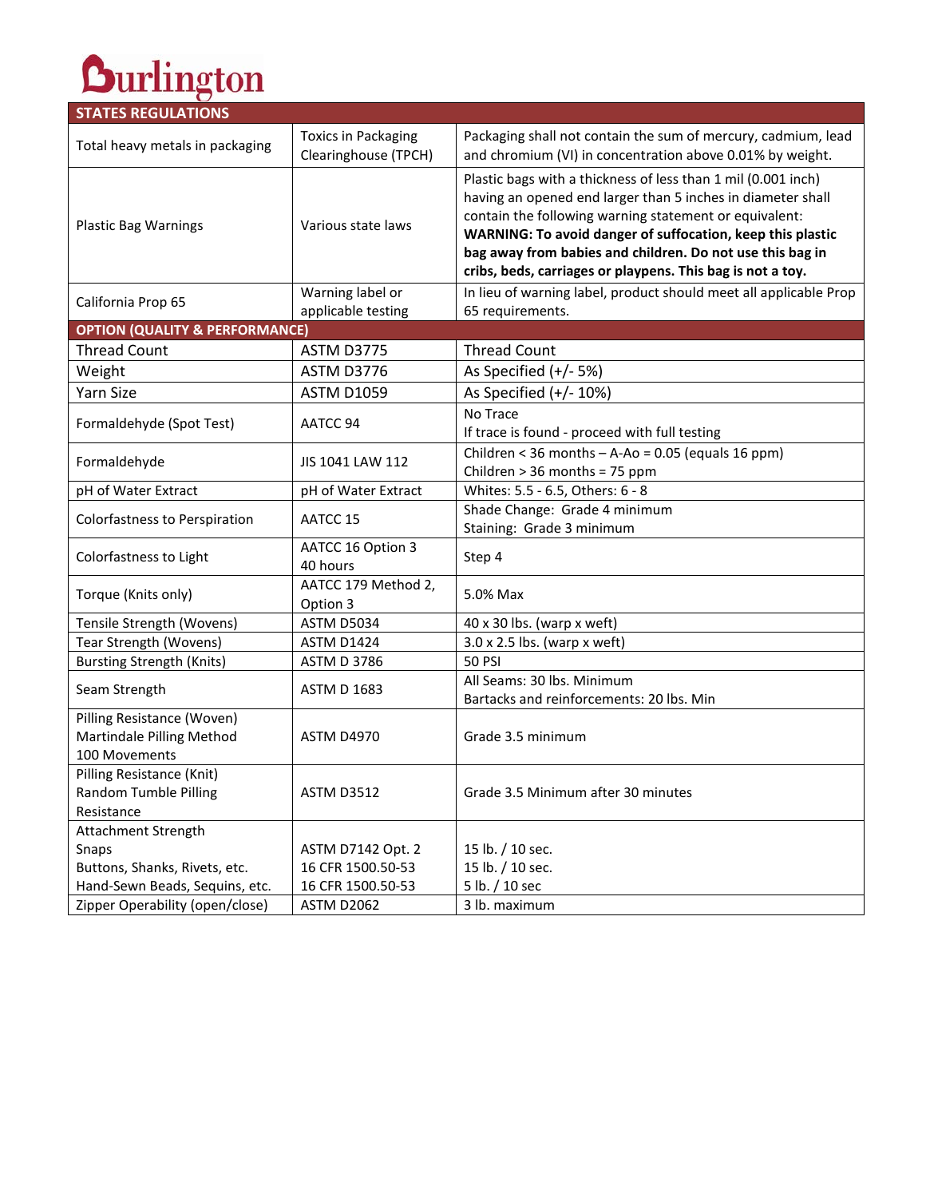# Burlington

| STATES REGULATIONS | | |
| --- | --- | --- |
| Total heavy metals in packaging | Toxics in Packaging Clearinghouse (TPCH) | Packaging shall not contain the sum of mercury, cadmium, lead and chromium (VI) in concentration above 0.01% by weight. |
| Plastic Bag Warnings | Various state laws | Plastic bags with a thickness of less than 1 mil (0.001 inch) having an opened end larger than 5 inches in diameter shall contain the following warning statement or equivalent: **WARNING: To avoid danger of suffocation, keep this plastic bag away from babies and children. Do not use this bag in cribs, beds, carriages or playpens. This bag is not a toy.** |
| California Prop 65 | Warning label or applicable testing | In lieu of warning label, product should meet all applicable Prop 65 requirements. |
| **OPTION (QUALITY & PERFORMANCE)** | | |
| Thread Count | ASTM D3775 | Thread Count |
| Weight | ASTM D3776 | As Specified (+/- 5%) |
| Yarn Size | ASTM D1059 | As Specified (+/- 10%) |
| Formaldehyde (Spot Test) | AATCC 94 | No Trace<br>If trace is found - proceed with full testing |
| Formaldehyde | JIS 1041 LAW 112 | Children < 36 months – A-Ao = 0.05 (equals 16 ppm)<br>Children > 36 months = 75 ppm |
| pH of Water Extract | pH of Water Extract | Whites: 5.5 - 6.5, Others: 6 - 8 |
| Colorfastness to Perspiration | AATCC 15 | Shade Change: Grade 4 minimum<br>Staining: Grade 3 minimum |
| Colorfastness to Light | AATCC 16 Option 3<br>40 hours | Step 4 |
| Torque (Knits only) | AATCC 179 Method 2, Option 3 | 5.0% Max |
| Tensile Strength (Wovens) | ASTM D5034 | 40 x 30 lbs. (warp x weft) |
| Tear Strength (Wovens) | ASTM D1424 | 3.0 x 2.5 lbs. (warp x weft) |
| Bursting Strength (Knits) | ASTM D 3786 | 50 PSI |
| Seam Strength | ASTM D 1683 | All Seams: 30 lbs. Minimum<br>Bartacks and reinforcements: 20 lbs. Min |
| Pilling Resistance (Woven)<br>Martindale Pilling Method<br>100 Movements | ASTM D4970 | Grade 3.5 minimum |
| Pilling Resistance (Knit)<br>Random Tumble Pilling Resistance | ASTM D3512 | Grade 3.5 Minimum after 30 minutes |
| Attachment Strength<br>Snaps<br>Buttons, Shanks, Rivets, etc.<br>Hand-Sewn Beads, Sequins, etc. | <br>ASTM D7142 Opt. 2<br>16 CFR 1500.50-53<br>16 CFR 1500.50-53 | <br>15 lb. / 10 sec.<br>15 lb. / 10 sec.<br>5 lb. / 10 sec |
| Zipper Operability (open/close) | ASTM D2062 | 3 lb. maximum |